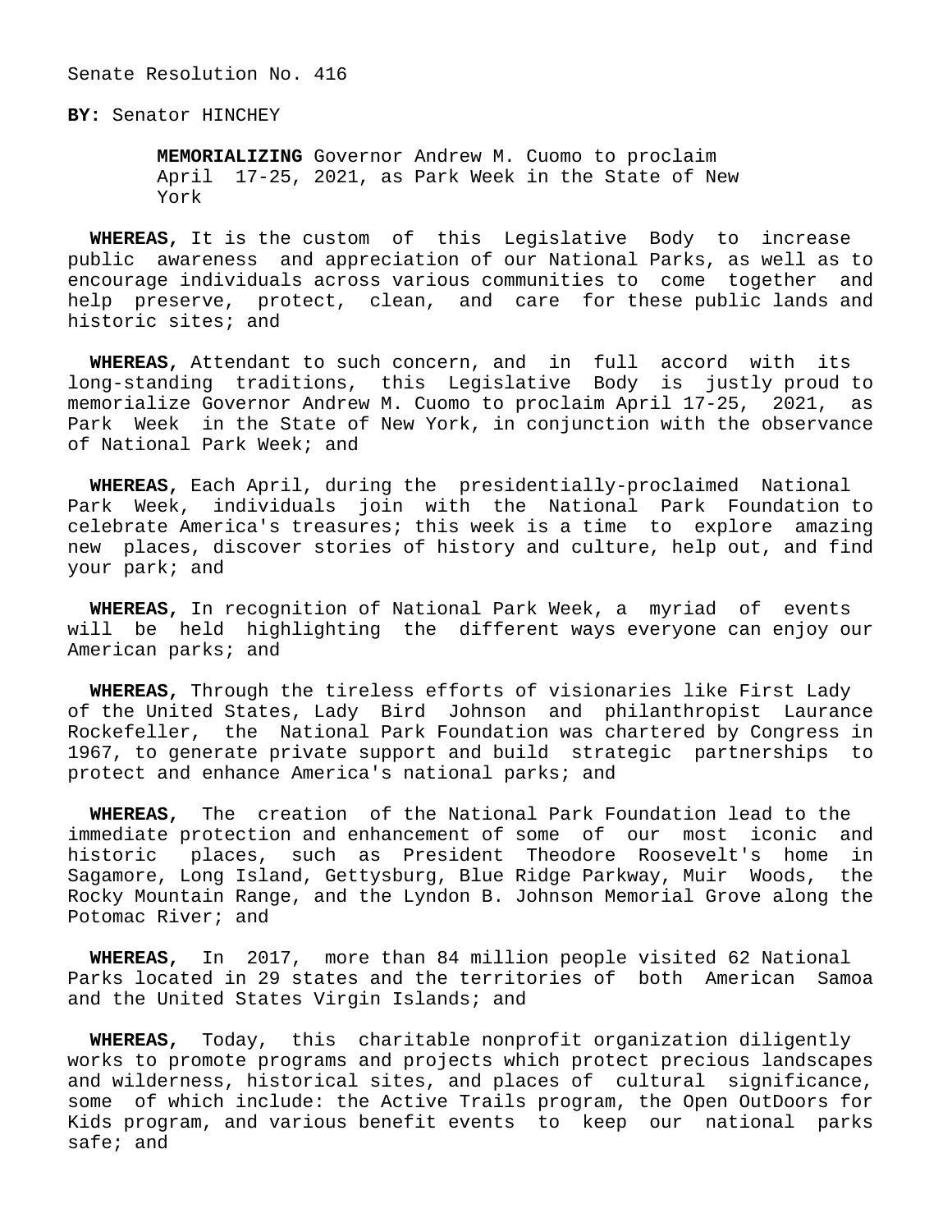Senate Resolution No. 416

**BY:** Senator HINCHEY

**MEMORIALIZING** Governor Andrew M. Cuomo to proclaim April 17-25, 2021, as Park Week in the State of New York

**WHEREAS,** It is the custom of this Legislative Body to increase public awareness and appreciation of our National Parks, as well as to encourage individuals across various communities to come together and help preserve, protect, clean, and care for these public lands and historic sites; and

**WHEREAS,** Attendant to such concern, and in full accord with its long-standing traditions, this Legislative Body is justly proud to memorialize Governor Andrew M. Cuomo to proclaim April 17-25, 2021, as Park Week in the State of New York, in conjunction with the observance of National Park Week; and

**WHEREAS,** Each April, during the presidentially-proclaimed National Park Week, individuals join with the National Park Foundation to celebrate America's treasures; this week is a time to explore amazing new places, discover stories of history and culture, help out, and find your park; and

**WHEREAS,** In recognition of National Park Week, a myriad of events will be held highlighting the different ways everyone can enjoy our American parks; and

**WHEREAS,** Through the tireless efforts of visionaries like First Lady of the United States, Lady Bird Johnson and philanthropist Laurance Rockefeller, the National Park Foundation was chartered by Congress in 1967, to generate private support and build strategic partnerships to protect and enhance America's national parks; and

**WHEREAS,** The creation of the National Park Foundation lead to the immediate protection and enhancement of some of our most iconic and historic places, such as President Theodore Roosevelt's home in Sagamore, Long Island, Gettysburg, Blue Ridge Parkway, Muir Woods, the Rocky Mountain Range, and the Lyndon B. Johnson Memorial Grove along the Potomac River; and

**WHEREAS,** In 2017, more than 84 million people visited 62 National Parks located in 29 states and the territories of both American Samoa and the United States Virgin Islands; and

**WHEREAS,** Today, this charitable nonprofit organization diligently works to promote programs and projects which protect precious landscapes and wilderness, historical sites, and places of cultural significance, some of which include: the Active Trails program, the Open OutDoors for Kids program, and various benefit events to keep our national parks safe; and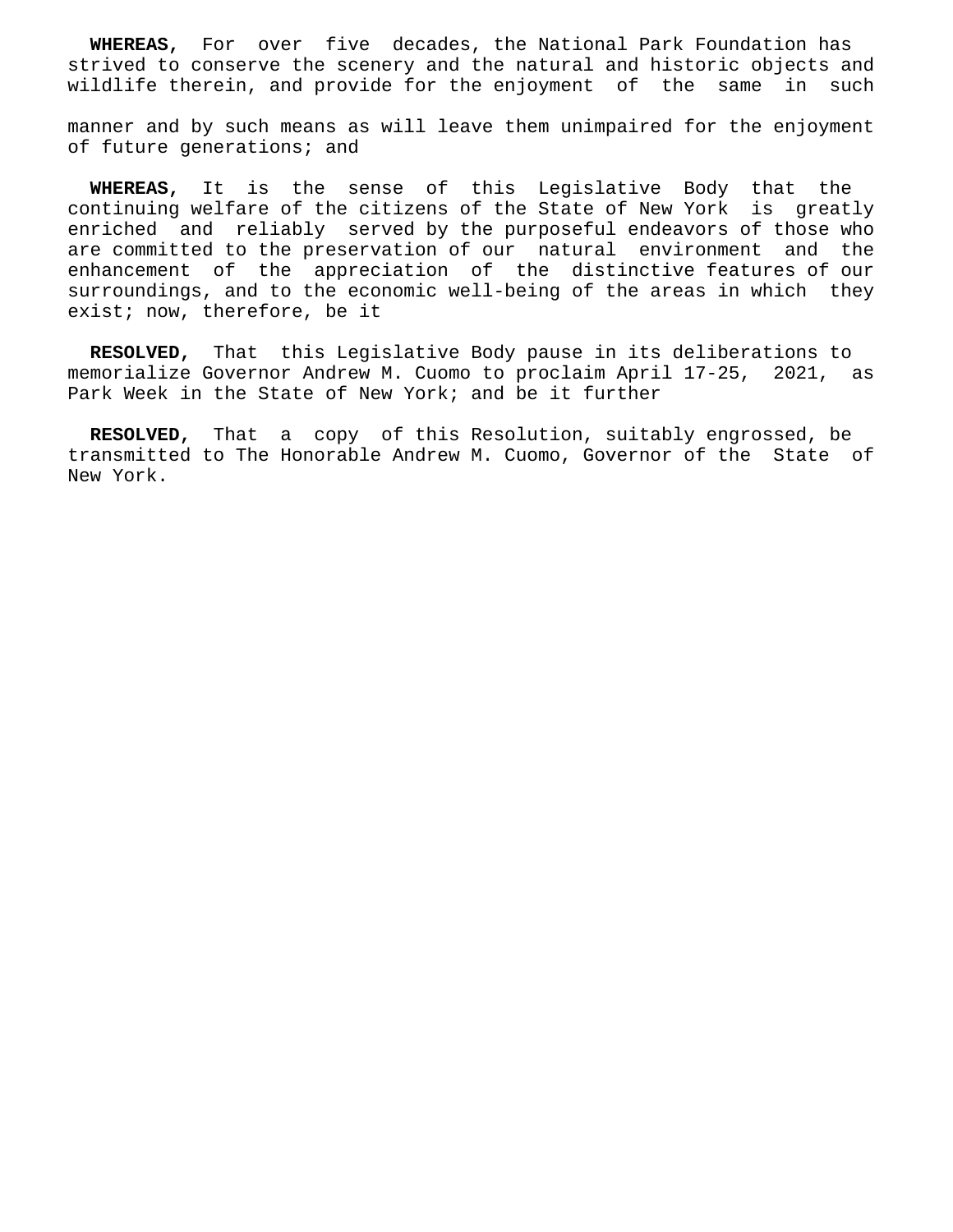**WHEREAS,** For over five decades, the National Park Foundation has strived to conserve the scenery and the natural and historic objects and wildlife therein, and provide for the enjoyment of the same in such manner and by such means as will leave them unimpaired for the enjoyment of future generations; and

**WHEREAS,** It is the sense of this Legislative Body that the continuing welfare of the citizens of the State of New York is greatly enriched and reliably served by the purposeful endeavors of those who are committed to the preservation of our natural environment and the enhancement of the appreciation of the distinctive features of our surroundings, and to the economic well-being of the areas in which they exist; now, therefore, be it

**RESOLVED,** That this Legislative Body pause in its deliberations to memorialize Governor Andrew M. Cuomo to proclaim April 17-25, 2021, as Park Week in the State of New York; and be it further

**RESOLVED,** That a copy of this Resolution, suitably engrossed, be transmitted to The Honorable Andrew M. Cuomo, Governor of the State of New York.